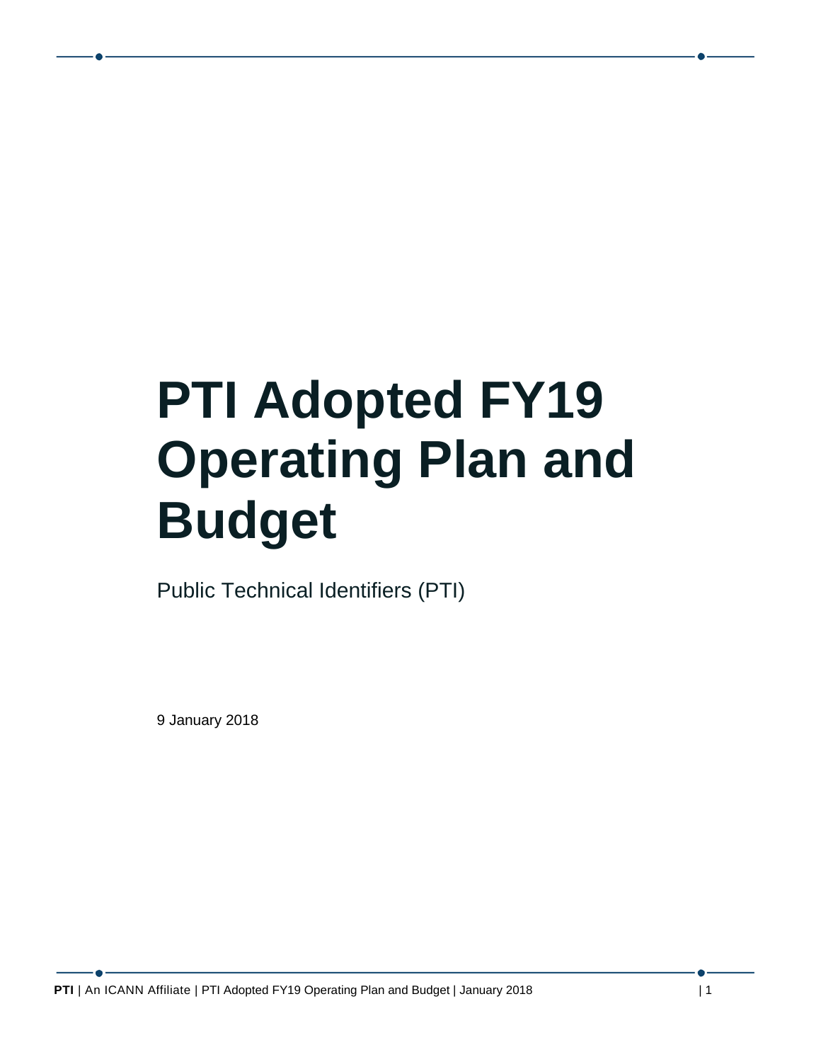# PTI Adopted FY19 Operating Plan and Budget

Public Technical Identifiers (PTI)

9 January 2018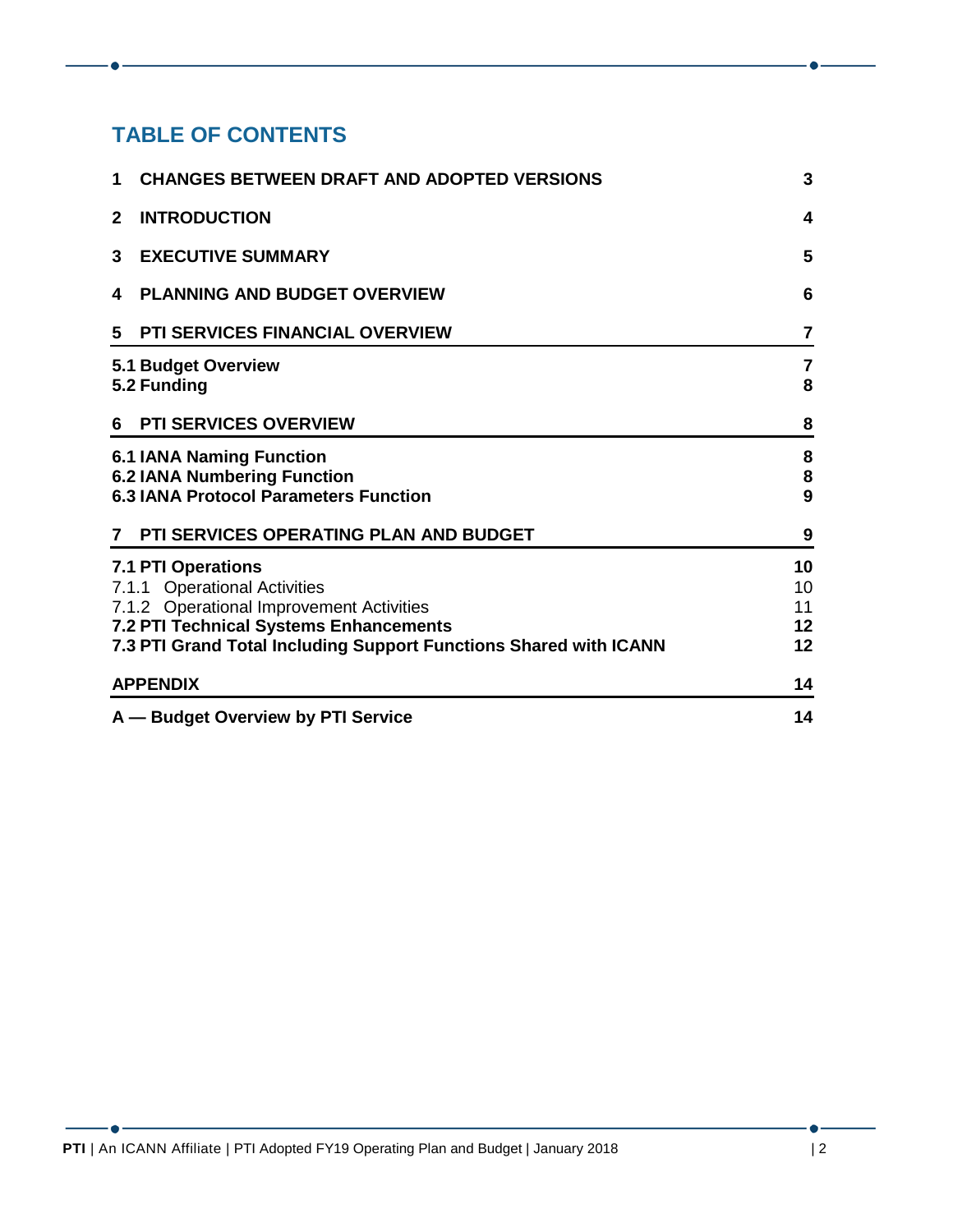## TABLE OF CONTENTS

| | |
|---|---|
| **1 CHANGES BETWEEN DRAFT AND ADOPTED VERSIONS** | **3** |
| **2 INTRODUCTION** | **4** |
| **3 EXECUTIVE SUMMARY** | **5** |
| **4 PLANNING AND BUDGET OVERVIEW** | **6** |
| **5 PTI SERVICES FINANCIAL OVERVIEW** | **7** |
| **5.1 Budget Overview** | **7** |
| **5.2 Funding** | **8** |
| **6 PTI SERVICES OVERVIEW** | **8** |
| **6.1 IANA Naming Function** | **8** |
| **6.2 IANA Numbering Function** | **8** |
| **6.3 IANA Protocol Parameters Function** | **9** |
| **7 PTI SERVICES OPERATING PLAN AND BUDGET** | **9** |
| **7.1 PTI Operations** | **10** |
| 7.1.1 Operational Activities | 10 |
| 7.1.2 Operational Improvement Activities | 11 |
| **7.2 PTI Technical Systems Enhancements** | **12** |
| **7.3 PTI Grand Total Including Support Functions Shared with ICANN** | **12** |
| **APPENDIX** | **14** |
| **A — Budget Overview by PTI Service** | **14** |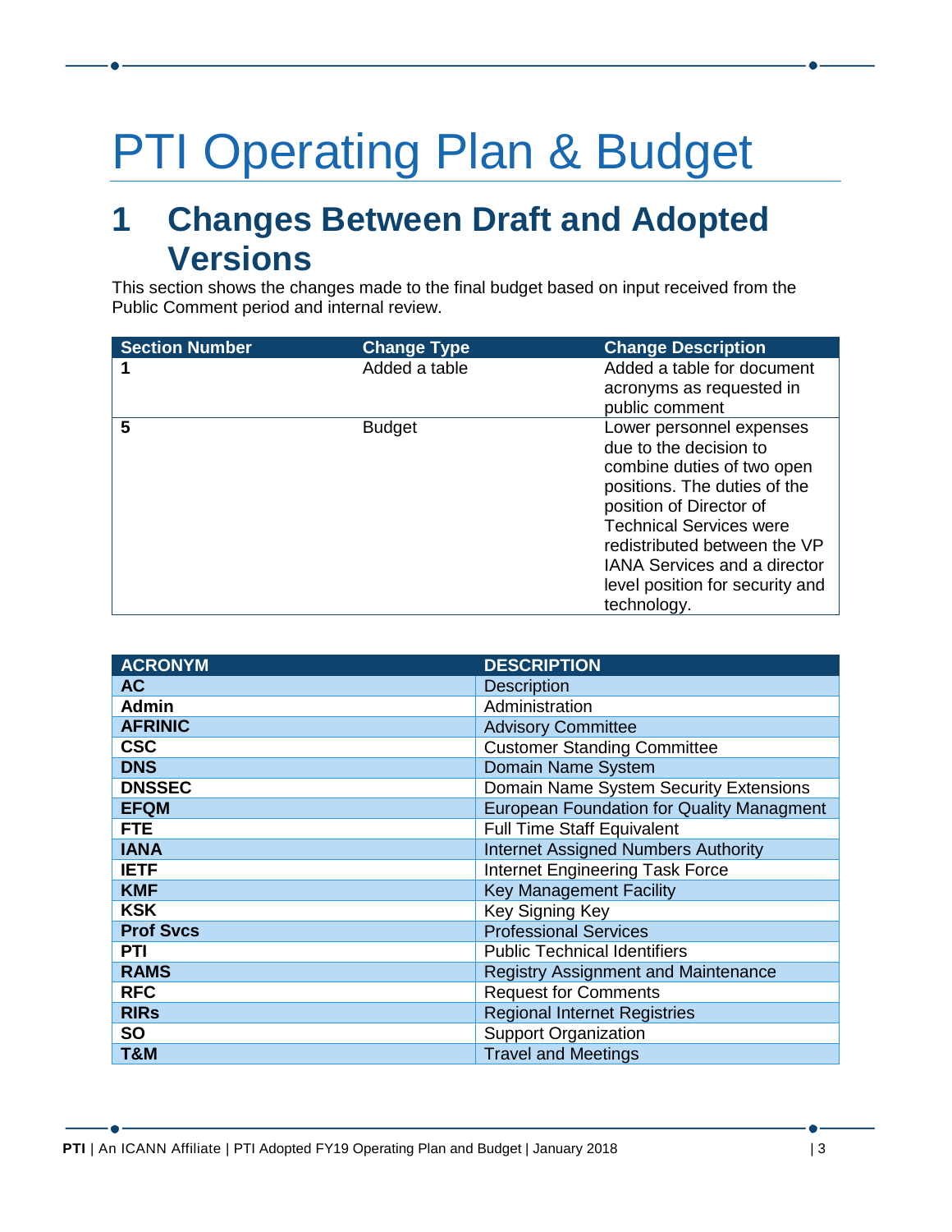// PTI Operating Plan & Budget

## 1 Changes Between Draft and Adopted Versions

This section shows the changes made to the final budget based on input received from the Public Comment period and internal review.

| Section Number | Change Type | Change Description |
|---|---|---|
| **1** | Added a table | Added a table for document acronyms as requested in public comment |
| **5** | Budget | Lower personnel expenses due to the decision to combine duties of two open positions. The duties of the position of Director of Technical Services were redistributed between the VP IANA Services and a director level position for security and technology. |

| ACRONYM | DESCRIPTION |
|---|---|
| **AC** | Description |
| **Admin** | Administration |
| **AFRINIC** | Advisory Committee |
| **CSC** | Customer Standing Committee |
| **DNS** | Domain Name System |
| **DNSSEC** | Domain Name System Security Extensions |
| **EFQM** | European Foundation for Quality Managment |
| **FTE** | Full Time Staff Equivalent |
| **IANA** | Internet Assigned Numbers Authority |
| **IETF** | Internet Engineering Task Force |
| **KMF** | Key Management Facility |
| **KSK** | Key Signing Key |
| **Prof Svcs** | Professional Services |
| **PTI** | Public Technical Identifiers |
| **RAMS** | Registry Assignment and Maintenance |
| **RFC** | Request for Comments |
| **RIRs** | Regional Internet Registries |
| **SO** | Support Organization |
| **T&M** | Travel and Meetings |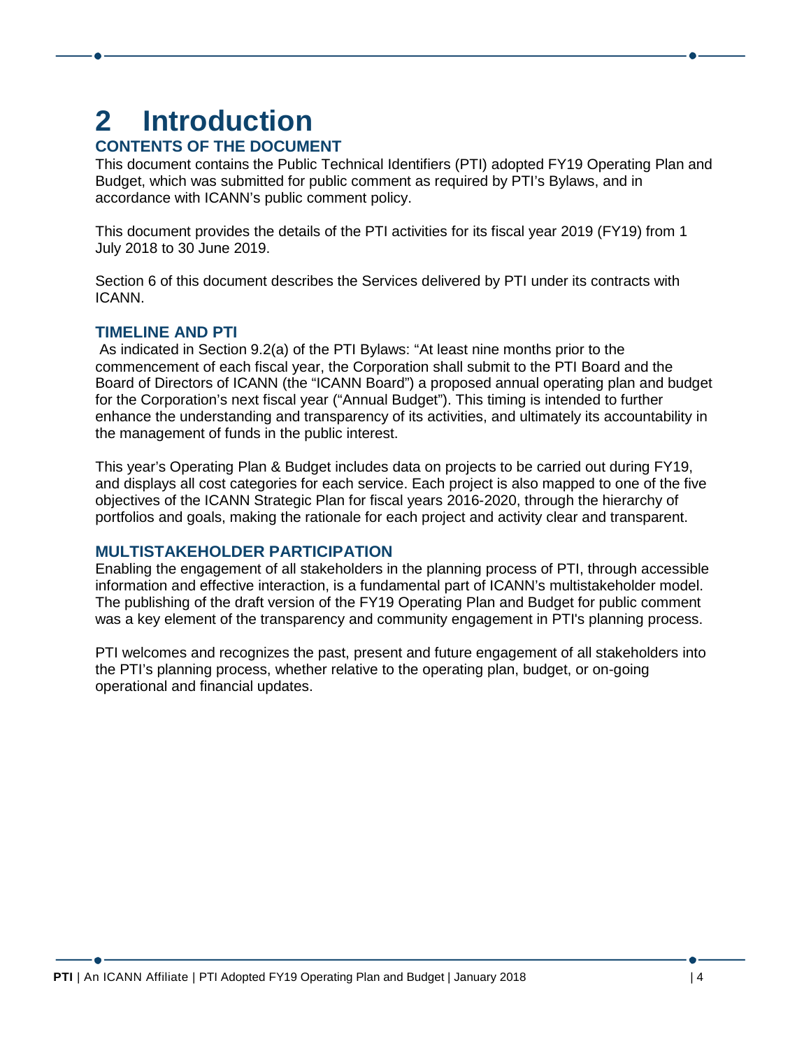# 2 Introduction

## CONTENTS OF THE DOCUMENT

This document contains the Public Technical Identifiers (PTI) adopted FY19 Operating Plan and Budget, which was submitted for public comment as required by PTI's Bylaws, and in accordance with ICANN's public comment policy.

This document provides the details of the PTI activities for its fiscal year 2019 (FY19) from 1 July 2018 to 30 June 2019.

Section 6 of this document describes the Services delivered by PTI under its contracts with ICANN.

## TIMELINE AND PTI

As indicated in Section 9.2(a) of the PTI Bylaws: "At least nine months prior to the commencement of each fiscal year, the Corporation shall submit to the PTI Board and the Board of Directors of ICANN (the "ICANN Board") a proposed annual operating plan and budget for the Corporation's next fiscal year ("Annual Budget"). This timing is intended to further enhance the understanding and transparency of its activities, and ultimately its accountability in the management of funds in the public interest.

This year's Operating Plan & Budget includes data on projects to be carried out during FY19, and displays all cost categories for each service. Each project is also mapped to one of the five objectives of the ICANN Strategic Plan for fiscal years 2016-2020, through the hierarchy of portfolios and goals, making the rationale for each project and activity clear and transparent.

## MULTISTAKEHOLDER PARTICIPATION

Enabling the engagement of all stakeholders in the planning process of PTI, through accessible information and effective interaction, is a fundamental part of ICANN's multistakeholder model. The publishing of the draft version of the FY19 Operating Plan and Budget for public comment was a key element of the transparency and community engagement in PTI's planning process.

PTI welcomes and recognizes the past, present and future engagement of all stakeholders into the PTI's planning process, whether relative to the operating plan, budget, or on-going operational and financial updates.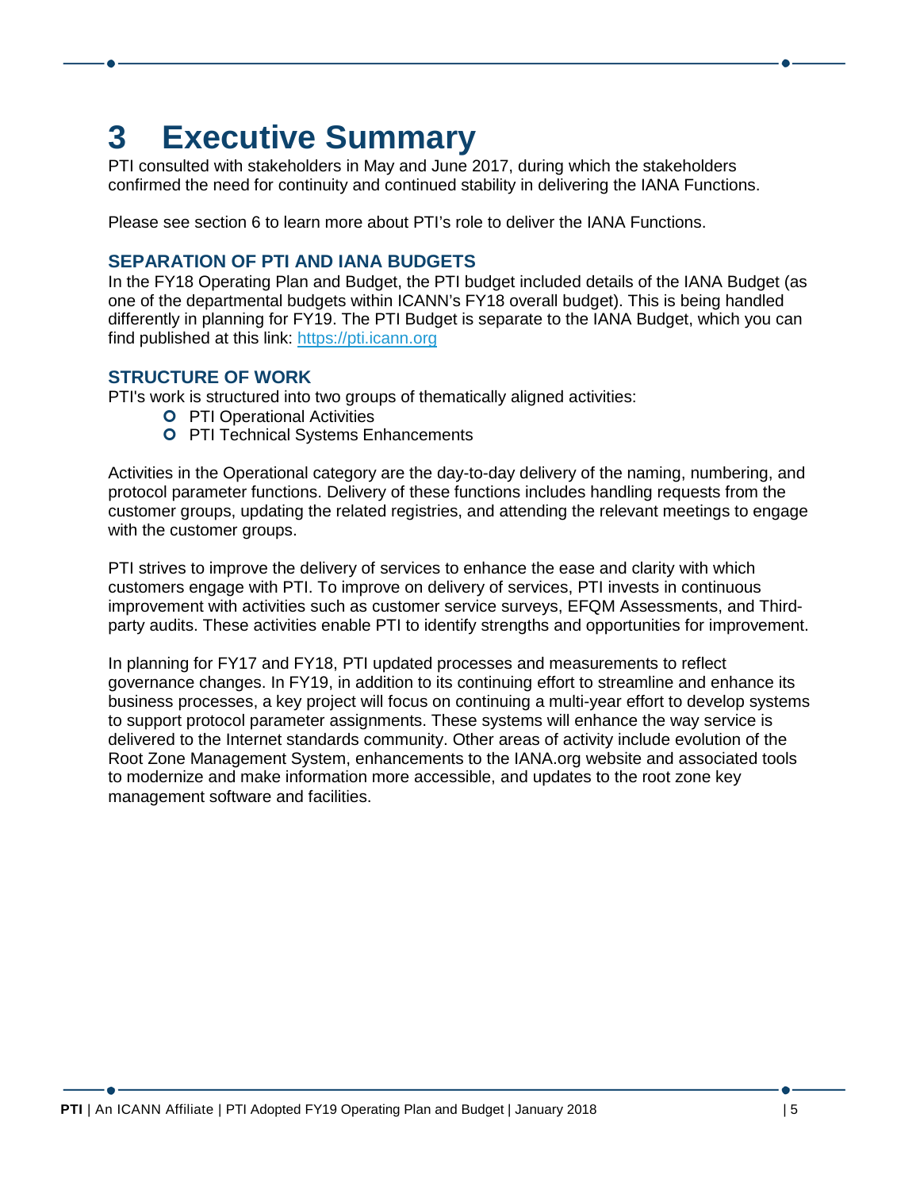# 3 Executive Summary

PTI consulted with stakeholders in May and June 2017, during which the stakeholders confirmed the need for continuity and continued stability in delivering the IANA Functions.

Please see section 6 to learn more about PTI's role to deliver the IANA Functions.

### SEPARATION OF PTI AND IANA BUDGETS

In the FY18 Operating Plan and Budget, the PTI budget included details of the IANA Budget (as one of the departmental budgets within ICANN's FY18 overall budget). This is being handled differently in planning for FY19. The PTI Budget is separate to the IANA Budget, which you can find published at this link: [https://pti.icann.org](https://pti.icann.org)

### STRUCTURE OF WORK

PTI's work is structured into two groups of thematically aligned activities:

- PTI Operational Activities
- PTI Technical Systems Enhancements

Activities in the Operational category are the day-to-day delivery of the naming, numbering, and protocol parameter functions. Delivery of these functions includes handling requests from the customer groups, updating the related registries, and attending the relevant meetings to engage with the customer groups.

PTI strives to improve the delivery of services to enhance the ease and clarity with which customers engage with PTI. To improve on delivery of services, PTI invests in continuous improvement with activities such as customer service surveys, EFQM Assessments, and Third-party audits. These activities enable PTI to identify strengths and opportunities for improvement.

In planning for FY17 and FY18, PTI updated processes and measurements to reflect governance changes. In FY19, in addition to its continuing effort to streamline and enhance its business processes, a key project will focus on continuing a multi-year effort to develop systems to support protocol parameter assignments. These systems will enhance the way service is delivered to the Internet standards community. Other areas of activity include evolution of the Root Zone Management System, enhancements to the IANA.org website and associated tools to modernize and make information more accessible, and updates to the root zone key management software and facilities.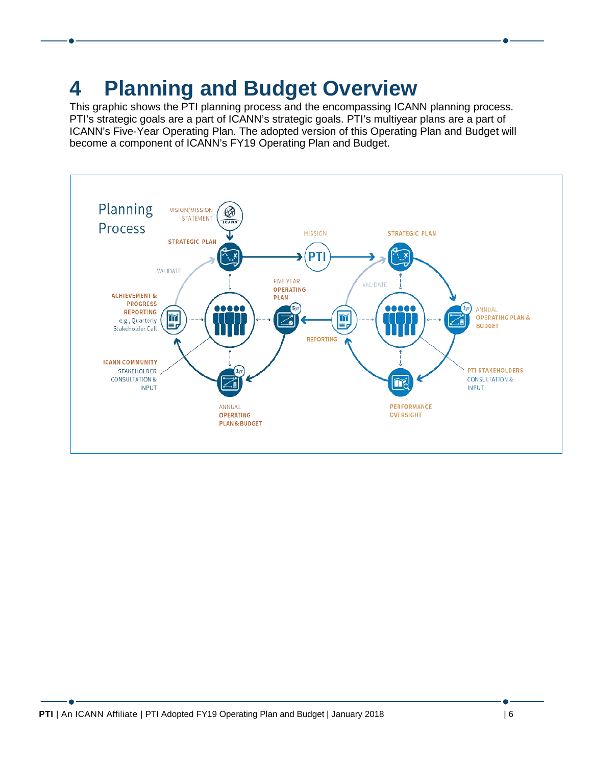# 4 Planning and Budget Overview

This graphic shows the PTI planning process and the encompassing ICANN planning process. PTI's strategic goals are a part of ICANN's strategic goals. PTI's multiyear plans are a part of ICANN's Five-Year Operating Plan. The adopted version of this Operating Plan and Budget will become a component of ICANN's FY19 Operating Plan and Budget.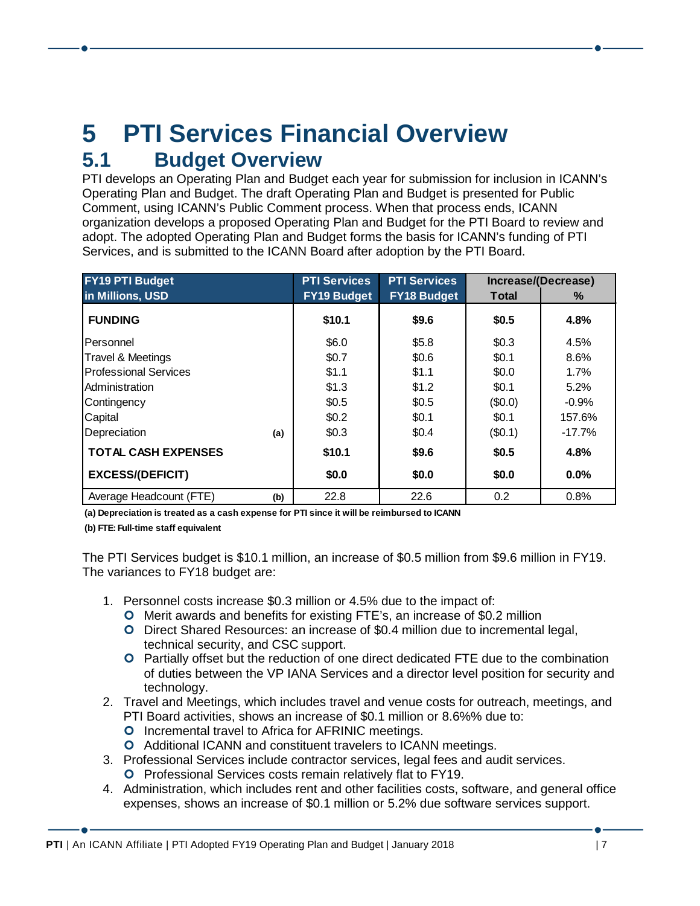# 5 PTI Services Financial Overview

## 5.1 Budget Overview

PTI develops an Operating Plan and Budget each year for submission for inclusion in ICANN's Operating Plan and Budget. The draft Operating Plan and Budget is presented for Public Comment, using ICANN's Public Comment process. When that process ends, ICANN organization develops a proposed Operating Plan and Budget for the PTI Board to review and adopt. The adopted Operating Plan and Budget forms the basis for ICANN's funding of PTI Services, and is submitted to the ICANN Board after adoption by the PTI Board.

| FY19 PTI Budget in Millions, USD | | PTI Services FY19 Budget | PTI Services FY18 Budget | Increase/(Decrease) Total | % |
|---|---|---|---|---|---|
| **FUNDING** | | **$10.1** | **$9.6** | **$0.5** | **4.8%** |
| Personnel | | $6.0 | $5.8 | $0.3 | 4.5% |
| Travel & Meetings | | $0.7 | $0.6 | $0.1 | 8.6% |
| Professional Services | | $1.1 | $1.1 | $0.0 | 1.7% |
| Administration | | $1.3 | $1.2 | $0.1 | 5.2% |
| Contingency | | $0.5 | $0.5 | ($0.0) | -0.9% |
| Capital | | $0.2 | $0.1 | $0.1 | 157.6% |
| Depreciation | **(a)** | $0.3 | $0.4 | ($0.1) | -17.7% |
| **TOTAL CASH EXPENSES** | | **$10.1** | **$9.6** | **$0.5** | **4.8%** |
| **EXCESS/(DEFICIT)** | | **$0.0** | **$0.0** | **$0.0** | **0.0%** |
| Average Headcount (FTE) | **(b)** | 22.8 | 22.6 | 0.2 | 0.8% |

**(a) Depreciation is treated as a cash expense for PTI since it will be reimbursed to ICANN**

**(b) FTE: Full-time staff equivalent**

The PTI Services budget is $10.1 million, an increase of $0.5 million from $9.6 million in FY19. The variances to FY18 budget are:

1. Personnel costs increase $0.3 million or 4.5% due to the impact of:
   - Merit awards and benefits for existing FTE's, an increase of $0.2 million
   - Direct Shared Resources: an increase of $0.4 million due to incremental legal, technical security, and CSC support.
   - Partially offset but the reduction of one direct dedicated FTE due to the combination of duties between the VP IANA Services and a director level position for security and technology.
2. Travel and Meetings, which includes travel and venue costs for outreach, meetings, and PTI Board activities, shows an increase of $0.1 million or 8.6%% due to:
   - Incremental travel to Africa for AFRINIC meetings.
   - Additional ICANN and constituent travelers to ICANN meetings.
3. Professional Services include contractor services, legal fees and audit services.
   - Professional Services costs remain relatively flat to FY19.
4. Administration, which includes rent and other facilities costs, software, and general office expenses, shows an increase of $0.1 million or 5.2% due software services support.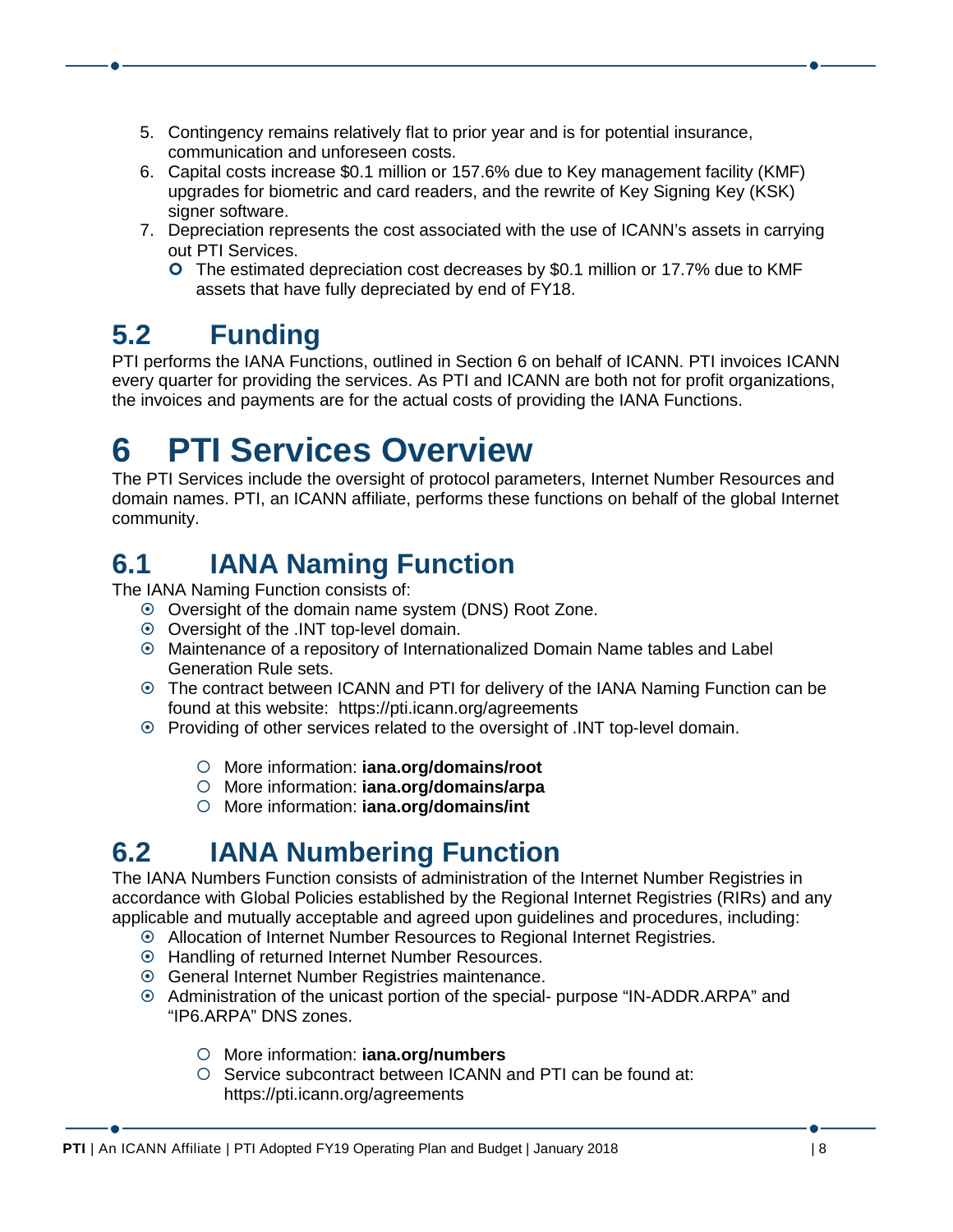5. Contingency remains relatively flat to prior year and is for potential insurance, communication and unforeseen costs.
6. Capital costs increase $0.1 million or 157.6% due to Key management facility (KMF) upgrades for biometric and card readers, and the rewrite of Key Signing Key (KSK) signer software.
7. Depreciation represents the cost associated with the use of ICANN's assets in carrying out PTI Services.
   - The estimated depreciation cost decreases by $0.1 million or 17.7% due to KMF assets that have fully depreciated by end of FY18.

## 5.2 Funding

PTI performs the IANA Functions, outlined in Section 6 on behalf of ICANN. PTI invoices ICANN every quarter for providing the services. As PTI and ICANN are both not for profit organizations, the invoices and payments are for the actual costs of providing the IANA Functions.

# 6 PTI Services Overview

The PTI Services include the oversight of protocol parameters, Internet Number Resources and domain names. PTI, an ICANN affiliate, performs these functions on behalf of the global Internet community.

## 6.1 IANA Naming Function

The IANA Naming Function consists of:

- Oversight of the domain name system (DNS) Root Zone.
- Oversight of the .INT top-level domain.
- Maintenance of a repository of Internationalized Domain Name tables and Label Generation Rule sets.
- The contract between ICANN and PTI for delivery of the IANA Naming Function can be found at this website: https://pti.icann.org/agreements
- Providing of other services related to the oversight of .INT top-level domain.
    - More information: **iana.org/domains/root**
    - More information: **iana.org/domains/arpa**
    - More information: **iana.org/domains/int**

## 6.2 IANA Numbering Function

The IANA Numbers Function consists of administration of the Internet Number Registries in accordance with Global Policies established by the Regional Internet Registries (RIRs) and any applicable and mutually acceptable and agreed upon guidelines and procedures, including:

- Allocation of Internet Number Resources to Regional Internet Registries.
- Handling of returned Internet Number Resources.
- General Internet Number Registries maintenance.
- Administration of the unicast portion of the special- purpose "IN-ADDR.ARPA" and "IP6.ARPA" DNS zones.
    - More information: **iana.org/numbers**
    - Service subcontract between ICANN and PTI can be found at: https://pti.icann.org/agreements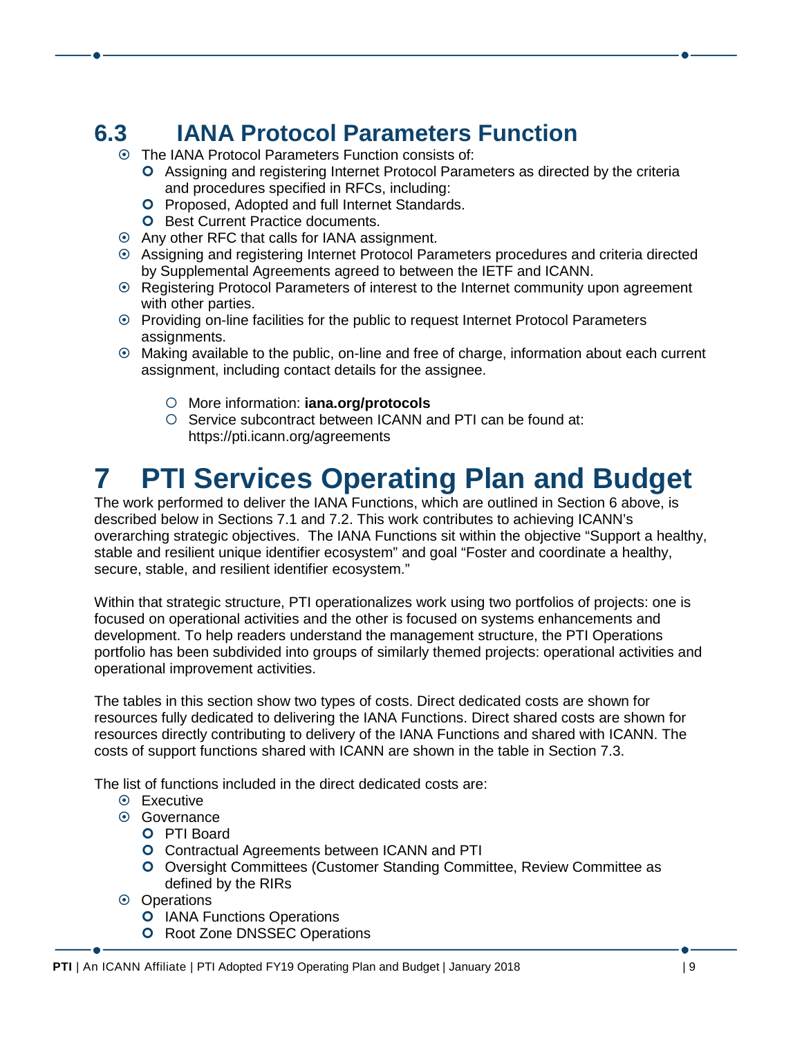## 6.3 IANA Protocol Parameters Function

- The IANA Protocol Parameters Function consists of:
  - Assigning and registering Internet Protocol Parameters as directed by the criteria and procedures specified in RFCs, including:
  - Proposed, Adopted and full Internet Standards.
  - Best Current Practice documents.
- Any other RFC that calls for IANA assignment.
- Assigning and registering Internet Protocol Parameters procedures and criteria directed by Supplemental Agreements agreed to between the IETF and ICANN.
- Registering Protocol Parameters of interest to the Internet community upon agreement with other parties.
- Providing on-line facilities for the public to request Internet Protocol Parameters assignments.
- Making available to the public, on-line and free of charge, information about each current assignment, including contact details for the assignee.

  - More information: **iana.org/protocols**
  - Service subcontract between ICANN and PTI can be found at: https://pti.icann.org/agreements

# 7 PTI Services Operating Plan and Budget

The work performed to deliver the IANA Functions, which are outlined in Section 6 above, is described below in Sections 7.1 and 7.2. This work contributes to achieving ICANN's overarching strategic objectives. The IANA Functions sit within the objective "Support a healthy, stable and resilient unique identifier ecosystem" and goal "Foster and coordinate a healthy, secure, stable, and resilient identifier ecosystem."

Within that strategic structure, PTI operationalizes work using two portfolios of projects: one is focused on operational activities and the other is focused on systems enhancements and development. To help readers understand the management structure, the PTI Operations portfolio has been subdivided into groups of similarly themed projects: operational activities and operational improvement activities.

The tables in this section show two types of costs. Direct dedicated costs are shown for resources fully dedicated to delivering the IANA Functions. Direct shared costs are shown for resources directly contributing to delivery of the IANA Functions and shared with ICANN. The costs of support functions shared with ICANN are shown in the table in Section 7.3.

The list of functions included in the direct dedicated costs are:

- Executive
- Governance
  - PTI Board
  - Contractual Agreements between ICANN and PTI
  - Oversight Committees (Customer Standing Committee, Review Committee as defined by the RIRs
- Operations
  - IANA Functions Operations
  - Root Zone DNSSEC Operations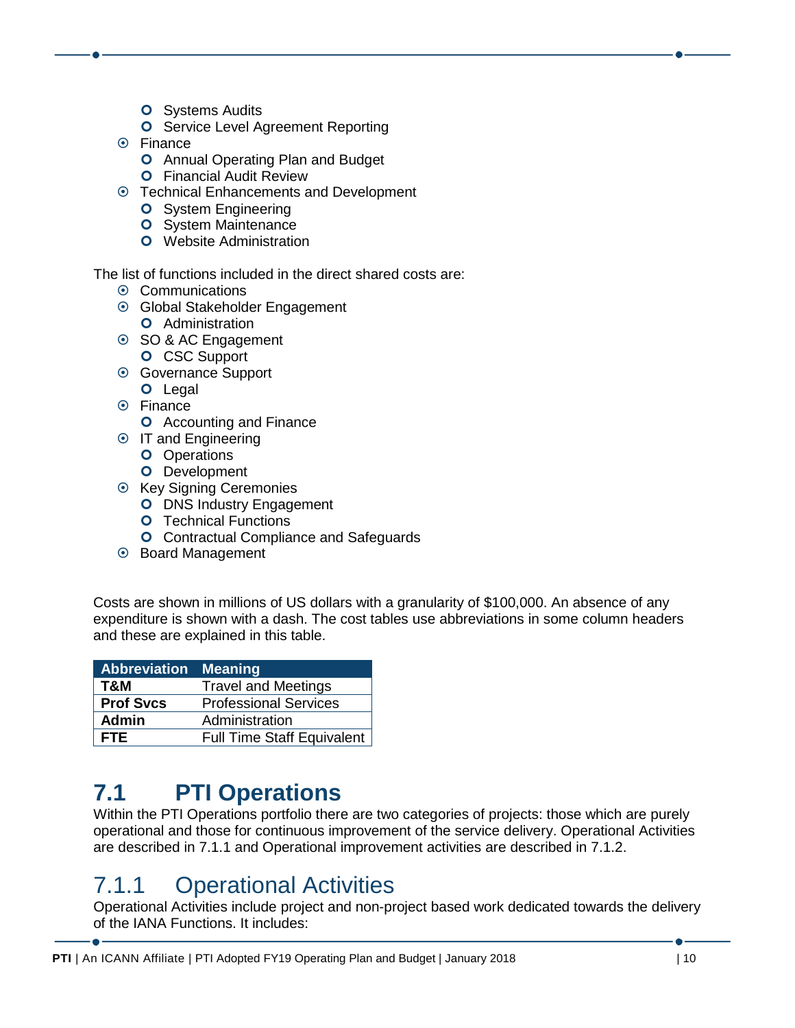- Systems Audits
  - Service Level Agreement Reporting
- Finance
  - Annual Operating Plan and Budget
  - Financial Audit Review
- Technical Enhancements and Development
  - System Engineering
  - System Maintenance
  - Website Administration

The list of functions included in the direct shared costs are:

- Communications
- Global Stakeholder Engagement
  - Administration
- SO & AC Engagement
  - CSC Support
- Governance Support
  - Legal
- Finance
  - Accounting and Finance
- IT and Engineering
  - Operations
  - Development
- Key Signing Ceremonies
  - DNS Industry Engagement
  - Technical Functions
  - Contractual Compliance and Safeguards
- Board Management

Costs are shown in millions of US dollars with a granularity of $100,000. An absence of any expenditure is shown with a dash. The cost tables use abbreviations in some column headers and these are explained in this table.

| Abbreviation | Meaning |
|---|---|
| **T&M** | Travel and Meetings |
| **Prof Svcs** | Professional Services |
| **Admin** | Administration |
| **FTE** | Full Time Staff Equivalent |

## 7.1 PTI Operations

Within the PTI Operations portfolio there are two categories of projects: those which are purely operational and those for continuous improvement of the service delivery. Operational Activities are described in 7.1.1 and Operational improvement activities are described in 7.1.2.

### 7.1.1 Operational Activities

Operational Activities include project and non-project based work dedicated towards the delivery of the IANA Functions. It includes: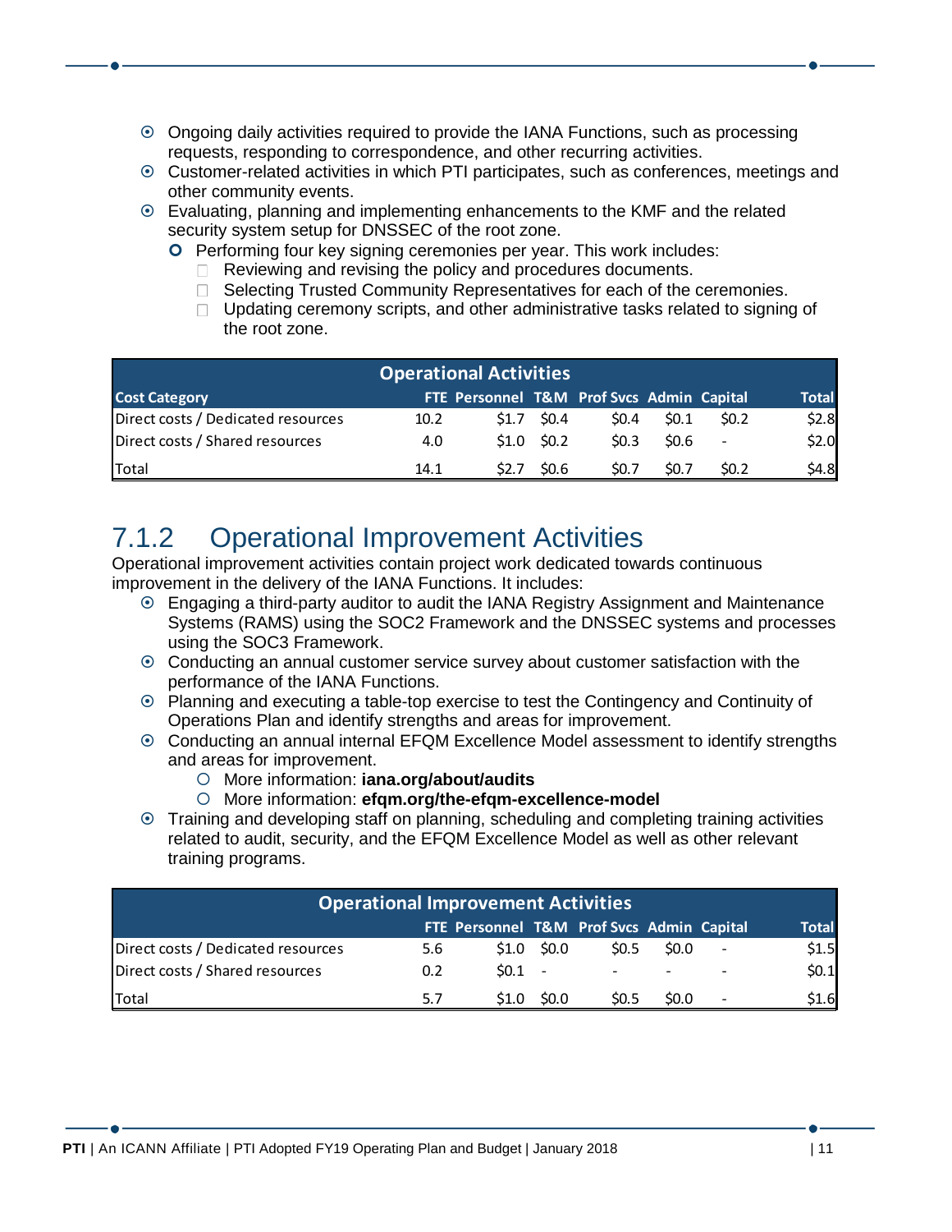- Ongoing daily activities required to provide the IANA Functions, such as processing requests, responding to correspondence, and other recurring activities.
- Customer-related activities in which PTI participates, such as conferences, meetings and other community events.
- Evaluating, planning and implementing enhancements to the KMF and the related security system setup for DNSSEC of the root zone.
  - Performing four key signing ceremonies per year. This work includes:
    - Reviewing and revising the policy and procedures documents.
    - Selecting Trusted Community Representatives for each of the ceremonies.
    - Updating ceremony scripts, and other administrative tasks related to signing of the root zone.

| Operational Activities | | | | | | | |
|---|---|---|---|---|---|---|---|
| Cost Category | FTE | Personnel | T&M | Prof Svcs | Admin | Capital | Total |
| Direct costs / Dedicated resources | 10.2 | $1.7 | $0.4 | $0.4 | $0.1 | $0.2 | $2.8 |
| Direct costs / Shared resources | 4.0 | $1.0 | $0.2 | $0.3 | $0.6 | - | $2.0 |
| Total | 14.1 | $2.7 | $0.6 | $0.7 | $0.7 | $0.2 | $4.8 |

### 7.1.2 Operational Improvement Activities

Operational improvement activities contain project work dedicated towards continuous improvement in the delivery of the IANA Functions. It includes:

- Engaging a third-party auditor to audit the IANA Registry Assignment and Maintenance Systems (RAMS) using the SOC2 Framework and the DNSSEC systems and processes using the SOC3 Framework.
- Conducting an annual customer service survey about customer satisfaction with the performance of the IANA Functions.
- Planning and executing a table-top exercise to test the Contingency and Continuity of Operations Plan and identify strengths and areas for improvement.
- Conducting an annual internal EFQM Excellence Model assessment to identify strengths and areas for improvement.
  - More information: **iana.org/about/audits**
  - More information: **efqm.org/the-efqm-excellence-model**
- Training and developing staff on planning, scheduling and completing training activities related to audit, security, and the EFQM Excellence Model as well as other relevant training programs.

| Operational Improvement Activities | | | | | | | |
|---|---|---|---|---|---|---|---|
| | FTE | Personnel | T&M | Prof Svcs | Admin | Capital | Total |
| Direct costs / Dedicated resources | 5.6 | $1.0 | $0.0 | $0.5 | $0.0 | - | $1.5 |
| Direct costs / Shared resources | 0.2 | $0.1 | - | - | - | - | $0.1 |
| Total | 5.7 | $1.0 | $0.0 | $0.5 | $0.0 | - | $1.6 |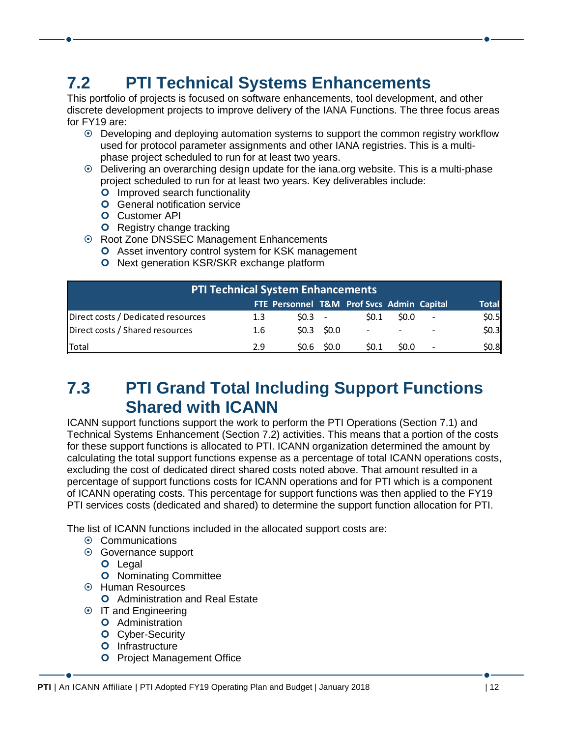## 7.2 PTI Technical Systems Enhancements

This portfolio of projects is focused on software enhancements, tool development, and other discrete development projects to improve delivery of the IANA Functions. The three focus areas for FY19 are:

- Developing and deploying automation systems to support the common registry workflow used for protocol parameter assignments and other IANA registries. This is a multi-phase project scheduled to run for at least two years.
- Delivering an overarching design update for the iana.org website. This is a multi-phase project scheduled to run for at least two years. Key deliverables include:
  - Improved search functionality
  - General notification service
  - Customer API
  - Registry change tracking
- Root Zone DNSSEC Management Enhancements
  - Asset inventory control system for KSK management
  - Next generation KSR/SKR exchange platform

| PTI Technical System Enhancements | | | | | | | |
|---|---|---|---|---|---|---|---|
| | FTE | Personnel | T&M | Prof Svcs | Admin | Capital | Total |
| Direct costs / Dedicated resources | 1.3 | $0.3 | - | $0.1 | $0.0 | - | $0.5 |
| Direct costs / Shared resources | 1.6 | $0.3 | $0.0 | - | - | - | $0.3 |
| Total | 2.9 | $0.6 | $0.0 | $0.1 | $0.0 | - | $0.8 |

## 7.3 PTI Grand Total Including Support Functions Shared with ICANN

ICANN support functions support the work to perform the PTI Operations (Section 7.1) and Technical Systems Enhancement (Section 7.2) activities. This means that a portion of the costs for these support functions is allocated to PTI. ICANN organization determined the amount by calculating the total support functions expense as a percentage of total ICANN operations costs, excluding the cost of dedicated direct shared costs noted above. That amount resulted in a percentage of support functions costs for ICANN operations and for PTI which is a component of ICANN operating costs. This percentage for support functions was then applied to the FY19 PTI services costs (dedicated and shared) to determine the support function allocation for PTI.

The list of ICANN functions included in the allocated support costs are:

- Communications
- Governance support
  - Legal
  - Nominating Committee
- Human Resources
  - Administration and Real Estate
- IT and Engineering
  - Administration
  - Cyber-Security
  - Infrastructure
  - Project Management Office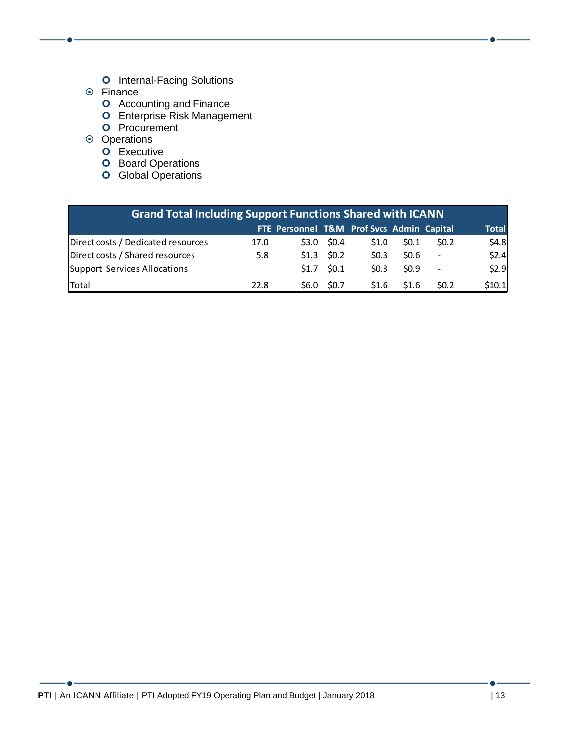- Internal-Facing Solutions
- Finance
  - Accounting and Finance
  - Enterprise Risk Management
  - Procurement
- Operations
  - Executive
  - Board Operations
  - Global Operations

| Grand Total Including Support Functions Shared with ICANN | | | | | | | | |
|---|---|---|---|---|---|---|---|---|
| | FTE | Personnel | T&M | Prof Svcs | Admin | Capital | Total |
| Direct costs / Dedicated resources | 17.0 | $3.0 | $0.4 | $1.0 | $0.1 | $0.2 | $4.8 |
| Direct costs / Shared resources | 5.8 | $1.3 | $0.2 | $0.3 | $0.6 | - | $2.4 |
| Support Services Allocations | | $1.7 | $0.1 | $0.3 | $0.9 | - | $2.9 |
| Total | 22.8 | $6.0 | $0.7 | $1.6 | $1.6 | $0.2 | $10.1 |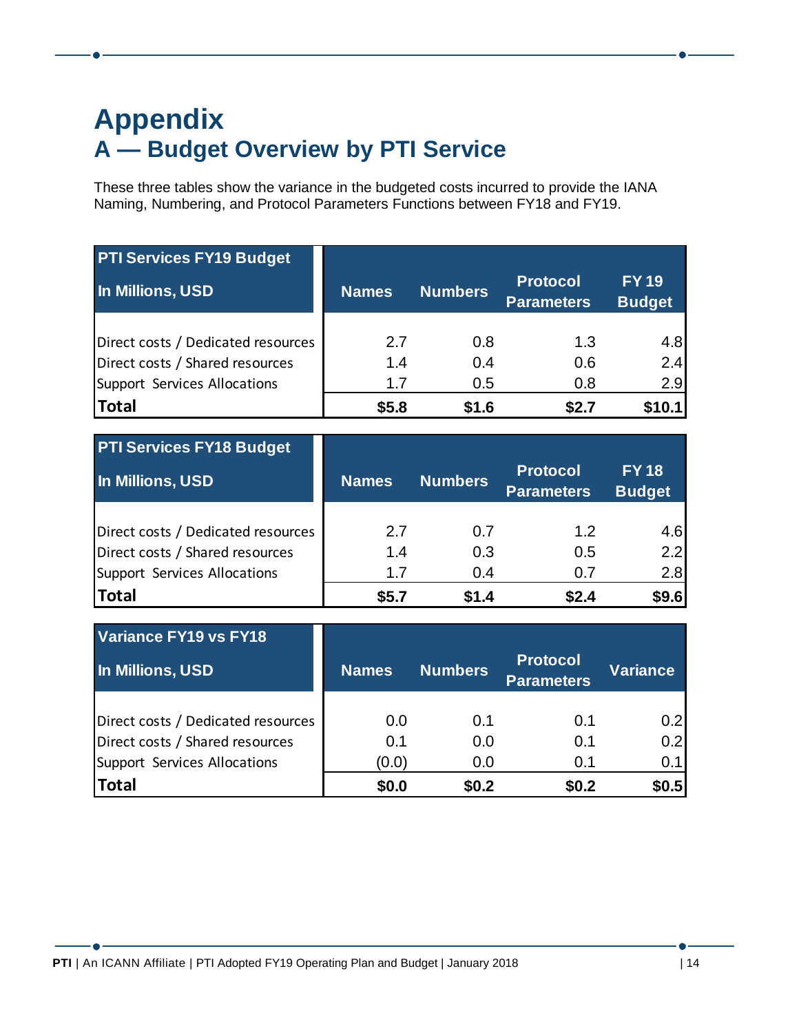# Appendix

## A — Budget Overview by PTI Service

These three tables show the variance in the budgeted costs incurred to provide the IANA Naming, Numbering, and Protocol Parameters Functions between FY18 and FY19.

| PTI Services FY19 Budget<br>In Millions, USD | Names | Numbers | Protocol Parameters | FY 19 Budget |
|---|---|---|---|---|
| Direct costs / Dedicated resources | 2.7 | 0.8 | 1.3 | 4.8 |
| Direct costs / Shared resources | 1.4 | 0.4 | 0.6 | 2.4 |
| Support Services Allocations | 1.7 | 0.5 | 0.8 | 2.9 |
| **Total** | **$5.8** | **$1.6** | **$2.7** | **$10.1** |

| PTI Services FY18 Budget<br>In Millions, USD | Names | Numbers | Protocol Parameters | FY 18 Budget |
|---|---|---|---|---|
| Direct costs / Dedicated resources | 2.7 | 0.7 | 1.2 | 4.6 |
| Direct costs / Shared resources | 1.4 | 0.3 | 0.5 | 2.2 |
| Support Services Allocations | 1.7 | 0.4 | 0.7 | 2.8 |
| **Total** | **$5.7** | **$1.4** | **$2.4** | **$9.6** |

| Variance FY19 vs FY18<br>In Millions, USD | Names | Numbers | Protocol Parameters | Variance |
|---|---|---|---|---|
| Direct costs / Dedicated resources | 0.0 | 0.1 | 0.1 | 0.2 |
| Direct costs / Shared resources | 0.1 | 0.0 | 0.1 | 0.2 |
| Support Services Allocations | (0.0) | 0.0 | 0.1 | 0.1 |
| **Total** | **$0.0** | **$0.2** | **$0.2** | **$0.5** |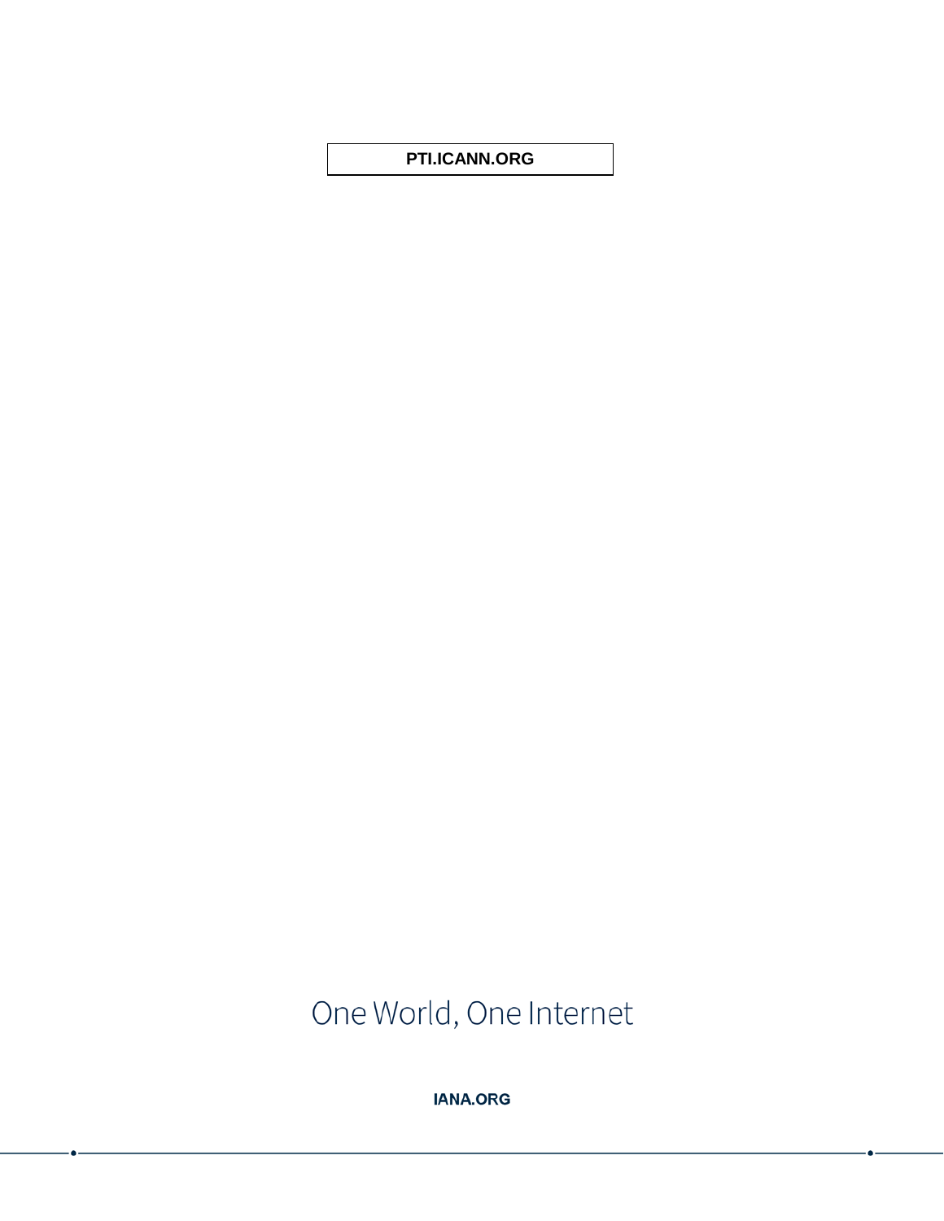**PTI.ICANN.ORG**

One World, One Internet

**IANA.ORG**